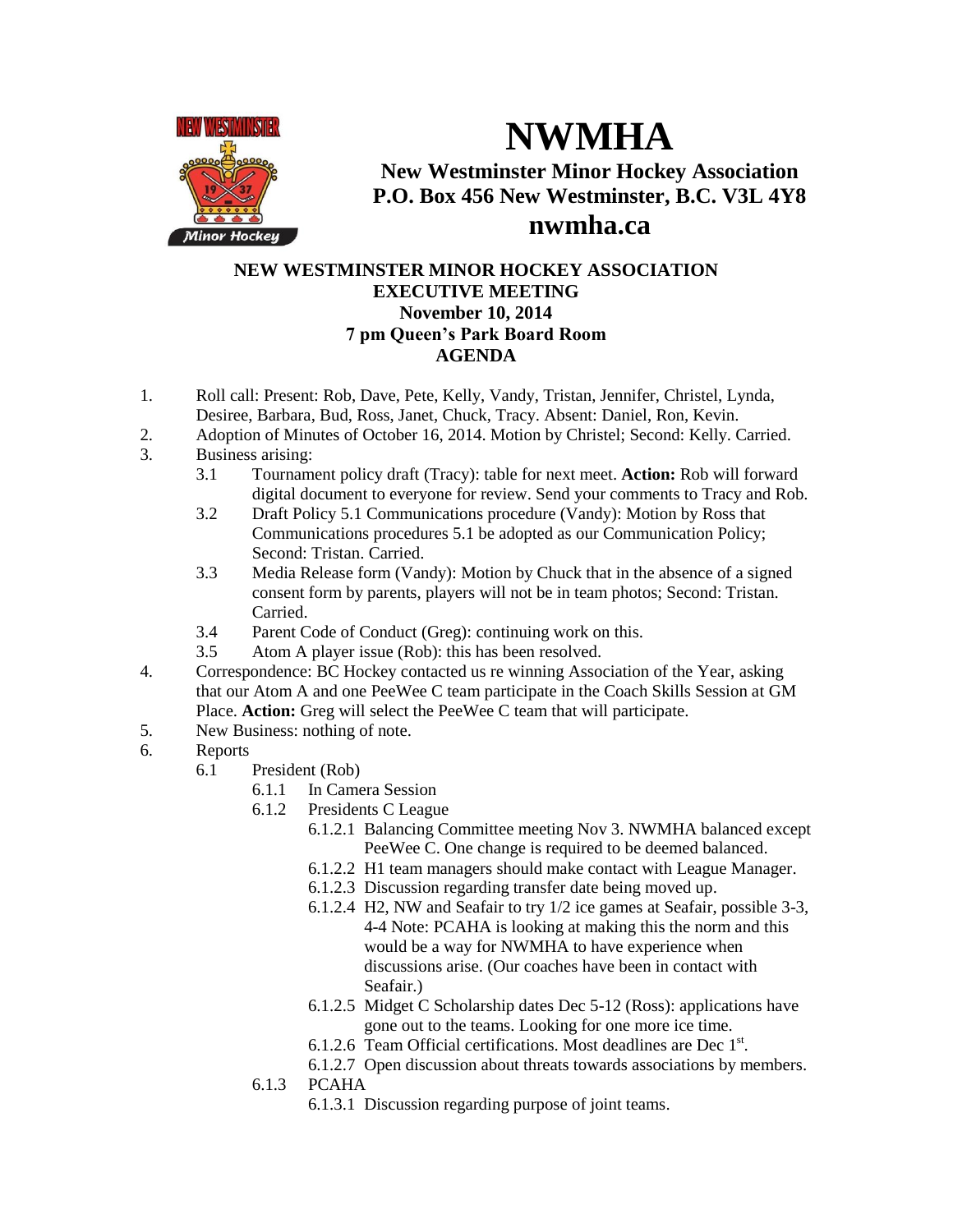# NWMHA

**New Westminster Minor Hockey Association**
**P.O. Box 456 New Westminster, B.C. V3L 4Y8**

## nwmha.ca

**NEW WESTMINSTER MINOR HOCKEY ASSOCIATION**
**EXECUTIVE MEETING**
**November 10, 2014**
**7 pm Queen's Park Board Room**
**AGENDA**

1. Roll call: Present: Rob, Dave, Pete, Kelly, Vandy, Tristan, Jennifer, Christel, Lynda, Desiree, Barbara, Bud, Ross, Janet, Chuck, Tracy. Absent: Daniel, Ron, Kevin.
2. Adoption of Minutes of October 16, 2014. Motion by Christel; Second: Kelly. Carried.
3. Business arising:
   - 3.1 Tournament policy draft (Tracy): table for next meet. **Action:** Rob will forward digital document to everyone for review. Send your comments to Tracy and Rob.
   - 3.2 Draft Policy 5.1 Communications procedure (Vandy): Motion by Ross that Communications procedures 5.1 be adopted as our Communication Policy; Second: Tristan. Carried.
   - 3.3 Media Release form (Vandy): Motion by Chuck that in the absence of a signed consent form by parents, players will not be in team photos; Second: Tristan. Carried.
   - 3.4 Parent Code of Conduct (Greg): continuing work on this.
   - 3.5 Atom A player issue (Rob): this has been resolved.
4. Correspondence: BC Hockey contacted us re winning Association of the Year, asking that our Atom A and one PeeWee C team participate in the Coach Skills Session at GM Place. **Action:** Greg will select the PeeWee C team that will participate.
5. New Business: nothing of note.
6. Reports
   - 6.1 President (Rob)
     - 6.1.1 In Camera Session
     - 6.1.2 Presidents C League
       - 6.1.2.1 Balancing Committee meeting Nov 3. NWMHA balanced except PeeWee C. One change is required to be deemed balanced.
       - 6.1.2.2 H1 team managers should make contact with League Manager.
       - 6.1.2.3 Discussion regarding transfer date being moved up.
       - 6.1.2.4 H2, NW and Seafair to try 1/2 ice games at Seafair, possible 3-3, 4-4 Note: PCAHA is looking at making this the norm and this would be a way for NWMHA to have experience when discussions arise. (Our coaches have been in contact with Seafair.)
       - 6.1.2.5 Midget C Scholarship dates Dec 5-12 (Ross): applications have gone out to the teams. Looking for one more ice time.
       - 6.1.2.6 Team Official certifications. Most deadlines are Dec 1st.
       - 6.1.2.7 Open discussion about threats towards associations by members.
     - 6.1.3 PCAHA
       - 6.1.3.1 Discussion regarding purpose of joint teams.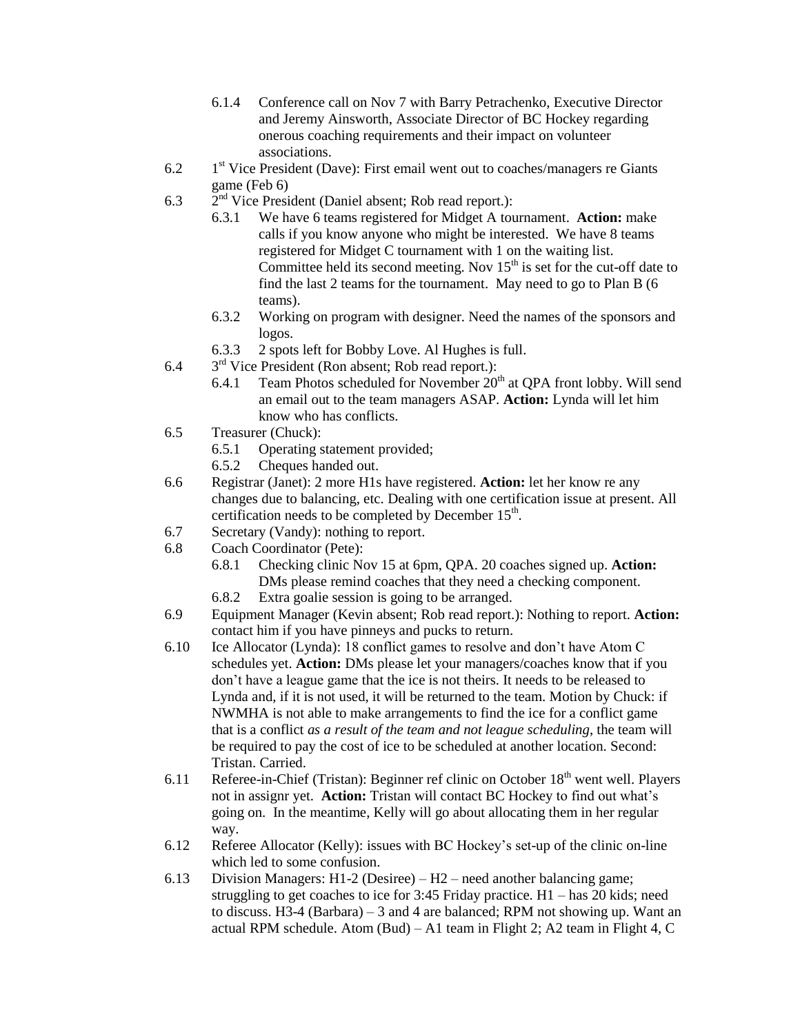- 6.1.4 Conference call on Nov 7 with Barry Petrachenko, Executive Director and Jeremy Ainsworth, Associate Director of BC Hockey regarding onerous coaching requirements and their impact on volunteer associations.

6.2 1st Vice President (Dave): First email went out to coaches/managers re Giants game (Feb 6)

6.3 2nd Vice President (Daniel absent; Rob read report.):

- 6.3.1 We have 6 teams registered for Midget A tournament. **Action:** make calls if you know anyone who might be interested. We have 8 teams registered for Midget C tournament with 1 on the waiting list. Committee held its second meeting. Nov 15th is set for the cut-off date to find the last 2 teams for the tournament. May need to go to Plan B (6 teams).
- 6.3.2 Working on program with designer. Need the names of the sponsors and logos.
- 6.3.3 2 spots left for Bobby Love. Al Hughes is full.

6.4 3rd Vice President (Ron absent; Rob read report.):

- 6.4.1 Team Photos scheduled for November 20th at QPA front lobby. Will send an email out to the team managers ASAP. **Action:** Lynda will let him know who has conflicts.

6.5 Treasurer (Chuck):

- 6.5.1 Operating statement provided;
- 6.5.2 Cheques handed out.

6.6 Registrar (Janet): 2 more H1s have registered. **Action:** let her know re any changes due to balancing, etc. Dealing with one certification issue at present. All certification needs to be completed by December 15th.

6.7 Secretary (Vandy): nothing to report.

6.8 Coach Coordinator (Pete):

- 6.8.1 Checking clinic Nov 15 at 6pm, QPA. 20 coaches signed up. **Action:** DMs please remind coaches that they need a checking component.
- 6.8.2 Extra goalie session is going to be arranged.

6.9 Equipment Manager (Kevin absent; Rob read report.): Nothing to report. **Action:** contact him if you have pinneys and pucks to return.

6.10 Ice Allocator (Lynda): 18 conflict games to resolve and don't have Atom C schedules yet. **Action:** DMs please let your managers/coaches know that if you don't have a league game that the ice is not theirs. It needs to be released to Lynda and, if it is not used, it will be returned to the team. Motion by Chuck: if NWMHA is not able to make arrangements to find the ice for a conflict game that is a conflict *as a result of the team and not league scheduling*, the team will be required to pay the cost of ice to be scheduled at another location. Second: Tristan. Carried.

6.11 Referee-in-Chief (Tristan): Beginner ref clinic on October 18th went well. Players not in assignr yet. **Action:** Tristan will contact BC Hockey to find out what's going on. In the meantime, Kelly will go about allocating them in her regular way.

6.12 Referee Allocator (Kelly): issues with BC Hockey's set-up of the clinic on-line which led to some confusion.

6.13 Division Managers: H1-2 (Desiree) – H2 – need another balancing game; struggling to get coaches to ice for 3:45 Friday practice. H1 – has 20 kids; need to discuss. H3-4 (Barbara) – 3 and 4 are balanced; RPM not showing up. Want an actual RPM schedule. Atom (Bud) – A1 team in Flight 2; A2 team in Flight 4, C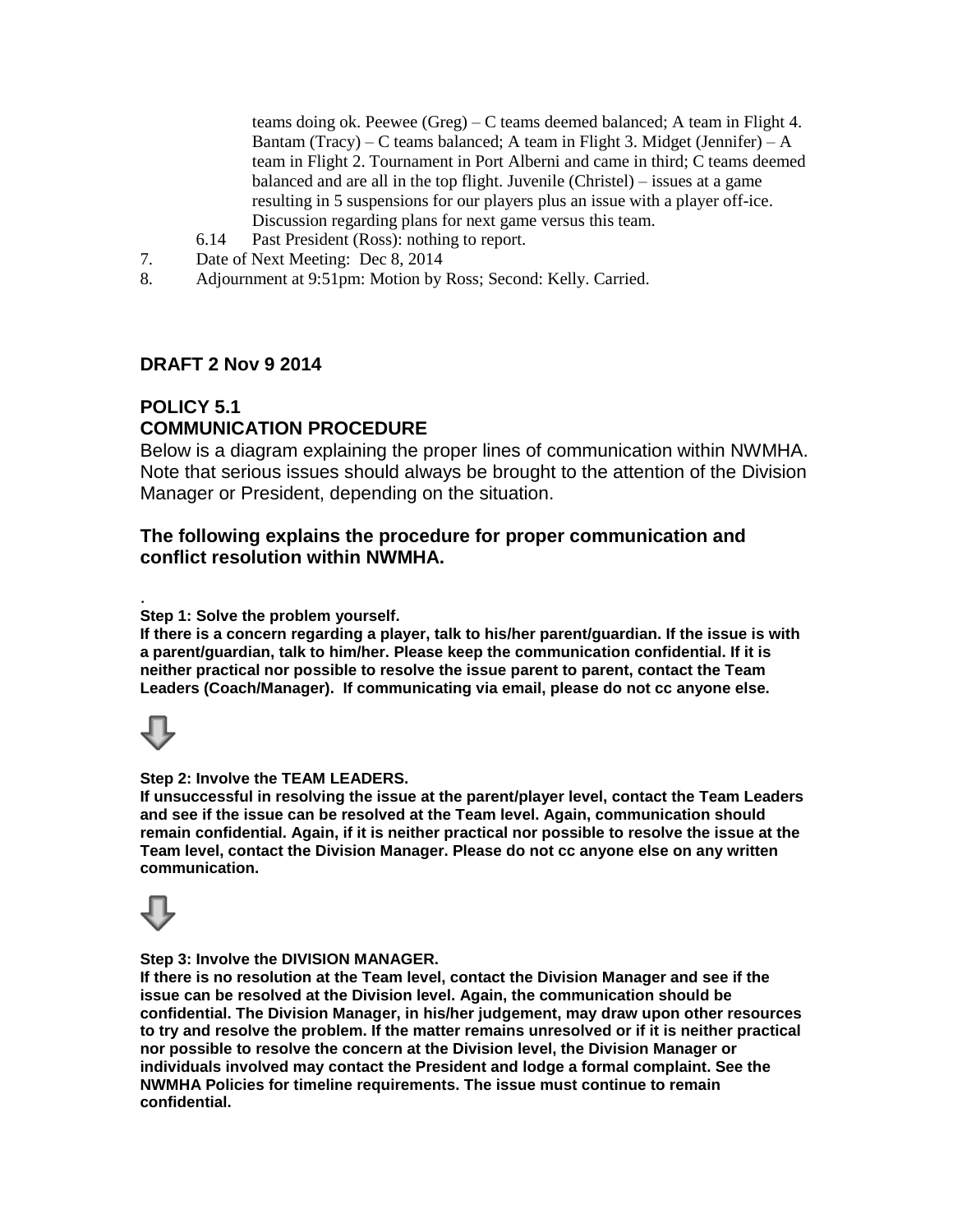teams doing ok. Peewee (Greg) – C teams deemed balanced; A team in Flight 4. Bantam (Tracy) – C teams balanced; A team in Flight 3. Midget (Jennifer) – A team in Flight 2. Tournament in Port Alberni and came in third; C teams deemed balanced and are all in the top flight. Juvenile (Christel) – issues at a game resulting in 5 suspensions for our players plus an issue with a player off-ice. Discussion regarding plans for next game versus this team.

6.14 Past President (Ross): nothing to report.

7. Date of Next Meeting: Dec 8, 2014

8. Adjournment at 9:51pm: Motion by Ross; Second: Kelly. Carried.

**DRAFT 2 Nov 9 2014**

## POLICY 5.1
## COMMUNICATION PROCEDURE

Below is a diagram explaining the proper lines of communication within NWMHA. Note that serious issues should always be brought to the attention of the Division Manager or President, depending on the situation.

### The following explains the procedure for proper communication and conflict resolution within NWMHA.

.

**Step 1: Solve the problem yourself.**
**If there is a concern regarding a player, talk to his/her parent/guardian. If the issue is with a parent/guardian, talk to him/her. Please keep the communication confidential. If it is neither practical nor possible to resolve the issue parent to parent, contact the Team Leaders (Coach/Manager). If communicating via email, please do not cc anyone else.**

⇩

**Step 2: Involve the TEAM LEADERS.**
**If unsuccessful in resolving the issue at the parent/player level, contact the Team Leaders and see if the issue can be resolved at the Team level. Again, communication should remain confidential. Again, if it is neither practical nor possible to resolve the issue at the Team level, contact the Division Manager. Please do not cc anyone else on any written communication.**

⇩

**Step 3: Involve the DIVISION MANAGER.**
**If there is no resolution at the Team level, contact the Division Manager and see if the issue can be resolved at the Division level. Again, the communication should be confidential. The Division Manager, in his/her judgement, may draw upon other resources to try and resolve the problem. If the matter remains unresolved or if it is neither practical nor possible to resolve the concern at the Division level, the Division Manager or individuals involved may contact the President and lodge a formal complaint. See the NWMHA Policies for timeline requirements. The issue must continue to remain confidential.**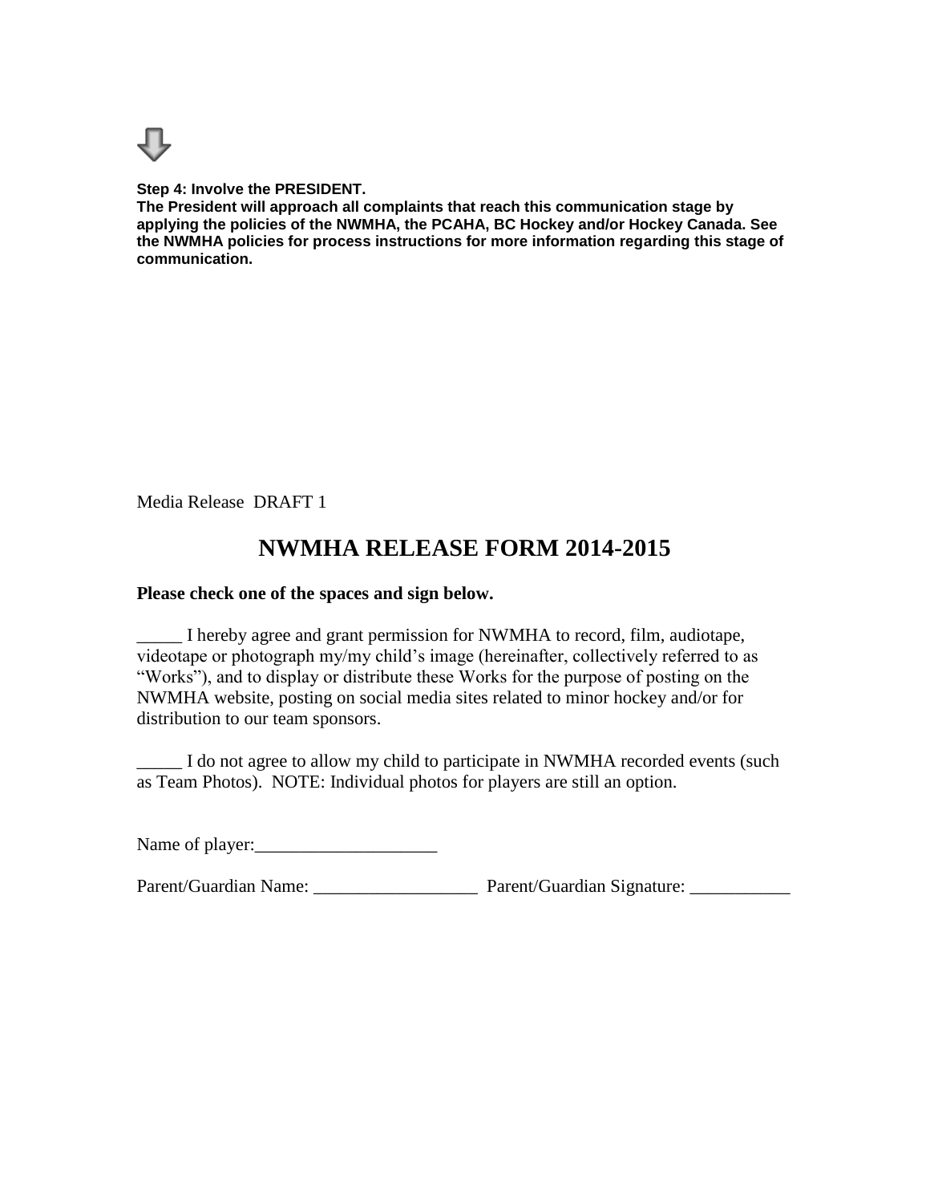**Step 4: Involve the PRESIDENT.**
**The President will approach all complaints that reach this communication stage by applying the policies of the NWMHA, the PCAHA, BC Hockey and/or Hockey Canada. See the NWMHA policies for process instructions for more information regarding this stage of communication.**

Media Release DRAFT 1

# NWMHA RELEASE FORM 2014-2015

**Please check one of the spaces and sign below.**

_____ I hereby agree and grant permission for NWMHA to record, film, audiotape, videotape or photograph my/my child's image (hereinafter, collectively referred to as "Works"), and to display or distribute these Works for the purpose of posting on the NWMHA website, posting on social media sites related to minor hockey and/or for distribution to our team sponsors.

_____ I do not agree to allow my child to participate in NWMHA recorded events (such as Team Photos). NOTE: Individual photos for players are still an option.

Name of player:____________________

Parent/Guardian Name: __________________ Parent/Guardian Signature: ___________